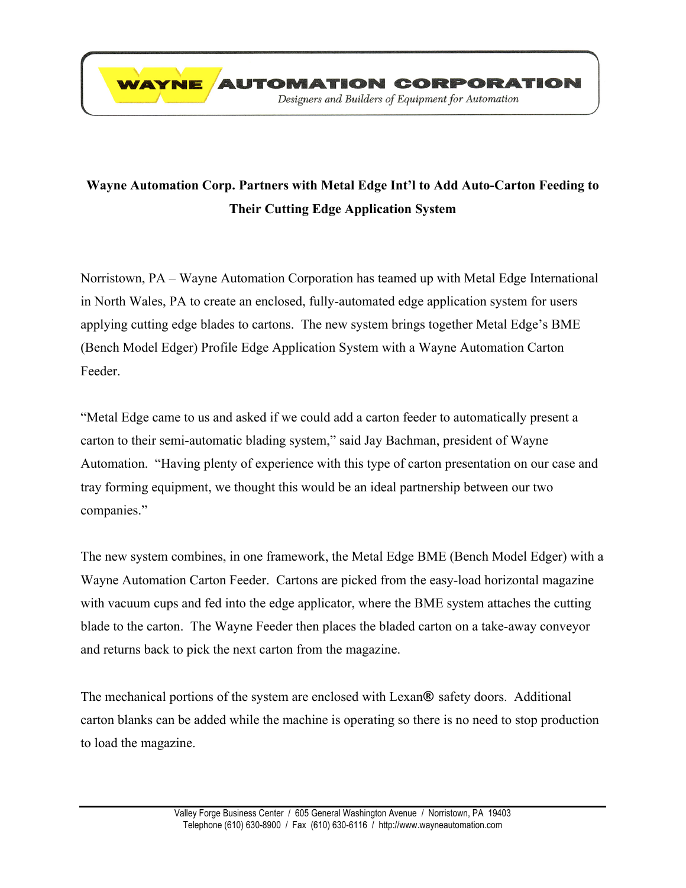**WAYNE AUTOMATION CORPORATION**

*Designers and Builders of Equipment for Automation*

## Wayne Automation Corp. Partners with Metal Edge Int'l to Add Auto-Carton Feeding to Their Cutting Edge Application System

Norristown, PA – Wayne Automation Corporation has teamed up with Metal Edge International in North Wales, PA to create an enclosed, fully-automated edge application system for users applying cutting edge blades to cartons. The new system brings together Metal Edge's BME (Bench Model Edger) Profile Edge Application System with a Wayne Automation Carton Feeder.

"Metal Edge came to us and asked if we could add a carton feeder to automatically present a carton to their semi-automatic blading system," said Jay Bachman, president of Wayne Automation. "Having plenty of experience with this type of carton presentation on our case and tray forming equipment, we thought this would be an ideal partnership between our two companies."

The new system combines, in one framework, the Metal Edge BME (Bench Model Edger) with a Wayne Automation Carton Feeder. Cartons are picked from the easy-load horizontal magazine with vacuum cups and fed into the edge applicator, where the BME system attaches the cutting blade to the carton. The Wayne Feeder then places the bladed carton on a take-away conveyor and returns back to pick the next carton from the magazine.

The mechanical portions of the system are enclosed with Lexan® safety doors. Additional carton blanks can be added while the machine is operating so there is no need to stop production to load the magazine.

Valley Forge Business Center / 605 General Washington Avenue / Norristown, PA 19403
Telephone (610) 630-8900 / Fax (610) 630-6116 / http://www.wayneautomation.com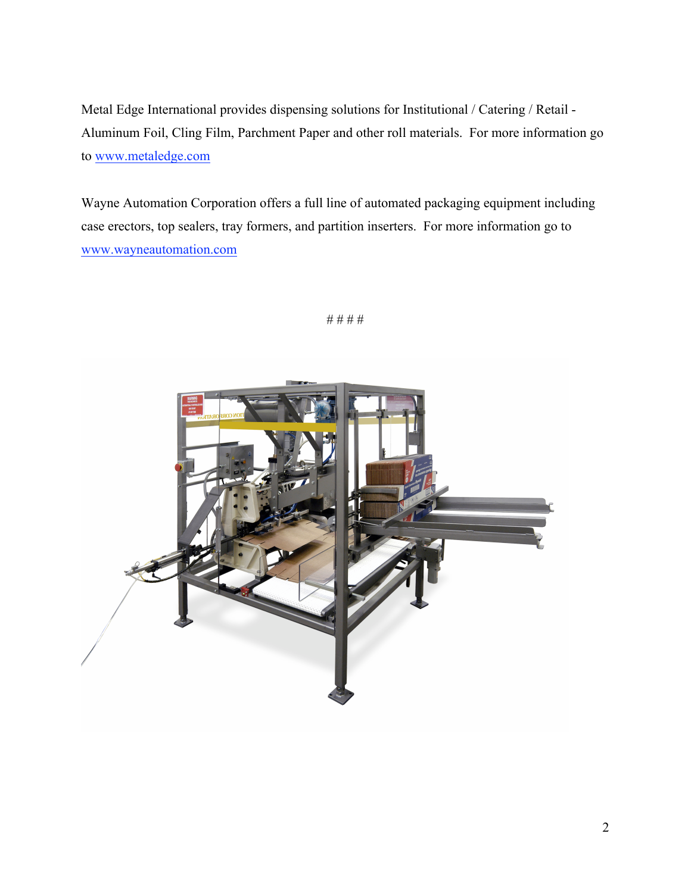Metal Edge International provides dispensing solutions for Institutional / Catering / Retail - Aluminum Foil, Cling Film, Parchment Paper and other roll materials.  For more information go to www.metaledge.com

Wayne Automation Corporation offers a full line of automated packaging equipment including case erectors, top sealers, tray formers, and partition inserters.  For more information go to www.wayneautomation.com

# # # #